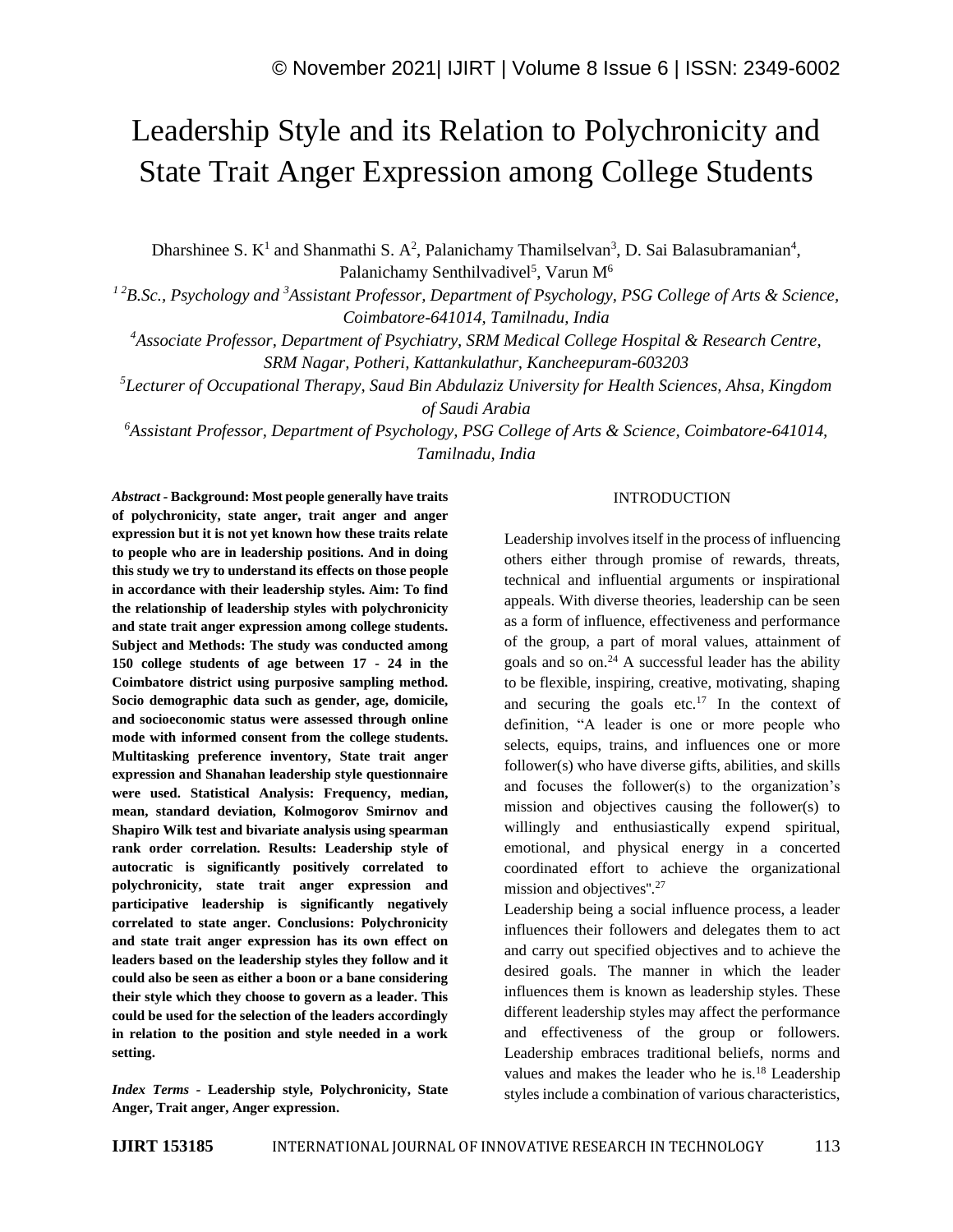# Leadership Style and its Relation to Polychronicity and State Trait Anger Expression among College Students

Dharshinee S. K[1] and Shanmathi S. A[2], Palanichamy Thamilselvan[3], D. Sai Balasubramanian[4], Palanichamy Senthilvadivel[5], Varun M[6]

*[1 2]B.Sc., Psychology and [3]Assistant Professor, Department of Psychology, PSG College of Arts & Science, Coimbatore-641014, Tamilnadu, India*

*[4]Associate Professor, Department of Psychiatry, SRM Medical College Hospital & Research Centre, SRM Nagar, Potheri, Kattankulathur, Kancheepuram-603203*

*[5]Lecturer of Occupational Therapy, Saud Bin Abdulaziz University for Health Sciences, Ahsa, Kingdom of Saudi Arabia*

*[6]Assistant Professor, Department of Psychology, PSG College of Arts & Science, Coimbatore-641014, Tamilnadu, India*

*Abstract* - **Background: Most people generally have traits of polychronicity, state anger, trait anger and anger expression but it is not yet known how these traits relate to people who are in leadership positions. And in doing this study we try to understand its effects on those people in accordance with their leadership styles. Aim: To find the relationship of leadership styles with polychronicity and state trait anger expression among college students. Subject and Methods: The study was conducted among 150 college students of age between 17 - 24 in the Coimbatore district using purposive sampling method. Socio demographic data such as gender, age, domicile, and socioeconomic status were assessed through online mode with informed consent from the college students. Multitasking preference inventory, State trait anger expression and Shanahan leadership style questionnaire were used. Statistical Analysis: Frequency, median, mean, standard deviation, Kolmogorov Smirnov and Shapiro Wilk test and bivariate analysis using spearman rank order correlation. Results: Leadership style of autocratic is significantly positively correlated to polychronicity, state trait anger expression and participative leadership is significantly negatively correlated to state anger. Conclusions: Polychronicity and state trait anger expression has its own effect on leaders based on the leadership styles they follow and it could also be seen as either a boon or a bane considering their style which they choose to govern as a leader. This could be used for the selection of the leaders accordingly in relation to the position and style needed in a work setting.**

*Index Terms* - **Leadership style, Polychronicity, State Anger, Trait anger, Anger expression.**

## INTRODUCTION

Leadership involves itself in the process of influencing others either through promise of rewards, threats, technical and influential arguments or inspirational appeals. With diverse theories, leadership can be seen as a form of influence, effectiveness and performance of the group, a part of moral values, attainment of goals and so on.[24] A successful leader has the ability to be flexible, inspiring, creative, motivating, shaping and securing the goals etc.[17] In the context of definition, "A leader is one or more people who selects, equips, trains, and influences one or more follower(s) who have diverse gifts, abilities, and skills and focuses the follower(s) to the organization's mission and objectives causing the follower(s) to willingly and enthusiastically expend spiritual, emotional, and physical energy in a concerted coordinated effort to achieve the organizational mission and objectives".[27]

Leadership being a social influence process, a leader influences their followers and delegates them to act and carry out specified objectives and to achieve the desired goals. The manner in which the leader influences them is known as leadership styles. These different leadership styles may affect the performance and effectiveness of the group or followers. Leadership embraces traditional beliefs, norms and values and makes the leader who he is.[18] Leadership styles include a combination of various characteristics,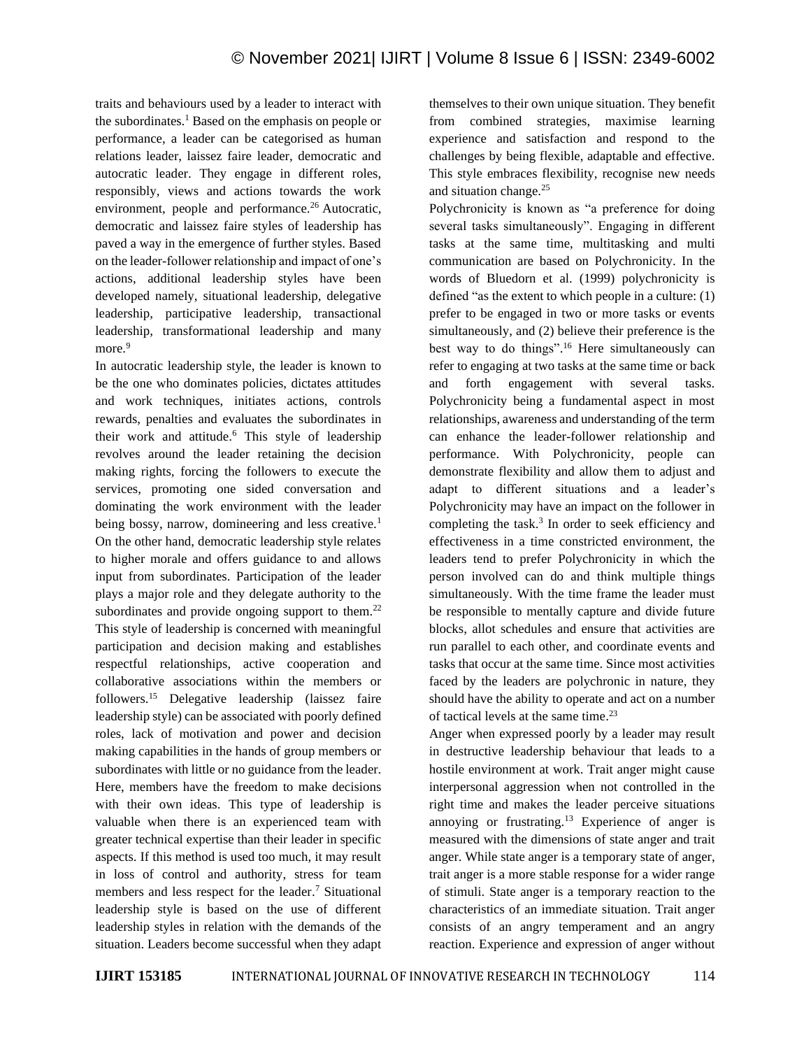traits and behaviours used by a leader to interact with the subordinates.[1] Based on the emphasis on people or performance, a leader can be categorised as human relations leader, laissez faire leader, democratic and autocratic leader. They engage in different roles, responsibly, views and actions towards the work environment, people and performance.[26] Autocratic, democratic and laissez faire styles of leadership has paved a way in the emergence of further styles. Based on the leader-follower relationship and impact of one's actions, additional leadership styles have been developed namely, situational leadership, delegative leadership, participative leadership, transactional leadership, transformational leadership and many more.[9]

In autocratic leadership style, the leader is known to be the one who dominates policies, dictates attitudes and work techniques, initiates actions, controls rewards, penalties and evaluates the subordinates in their work and attitude.[6] This style of leadership revolves around the leader retaining the decision making rights, forcing the followers to execute the services, promoting one sided conversation and dominating the work environment with the leader being bossy, narrow, domineering and less creative.[1] On the other hand, democratic leadership style relates to higher morale and offers guidance to and allows input from subordinates. Participation of the leader plays a major role and they delegate authority to the subordinates and provide ongoing support to them.[22] This style of leadership is concerned with meaningful participation and decision making and establishes respectful relationships, active cooperation and collaborative associations within the members or followers.[15] Delegative leadership (laissez faire leadership style) can be associated with poorly defined roles, lack of motivation and power and decision making capabilities in the hands of group members or subordinates with little or no guidance from the leader. Here, members have the freedom to make decisions with their own ideas. This type of leadership is valuable when there is an experienced team with greater technical expertise than their leader in specific aspects. If this method is used too much, it may result in loss of control and authority, stress for team members and less respect for the leader.[7] Situational leadership style is based on the use of different leadership styles in relation with the demands of the situation. Leaders become successful when they adapt themselves to their own unique situation. They benefit from combined strategies, maximise learning experience and satisfaction and respond to the challenges by being flexible, adaptable and effective. This style embraces flexibility, recognise new needs and situation change.[25]

Polychronicity is known as "a preference for doing several tasks simultaneously". Engaging in different tasks at the same time, multitasking and multi communication are based on Polychronicity. In the words of Bluedorn et al. (1999) polychronicity is defined "as the extent to which people in a culture: (1) prefer to be engaged in two or more tasks or events simultaneously, and (2) believe their preference is the best way to do things".[16] Here simultaneously can refer to engaging at two tasks at the same time or back and forth engagement with several tasks. Polychronicity being a fundamental aspect in most relationships, awareness and understanding of the term can enhance the leader-follower relationship and performance. With Polychronicity, people can demonstrate flexibility and allow them to adjust and adapt to different situations and a leader's Polychronicity may have an impact on the follower in completing the task.[3] In order to seek efficiency and effectiveness in a time constricted environment, the leaders tend to prefer Polychronicity in which the person involved can do and think multiple things simultaneously. With the time frame the leader must be responsible to mentally capture and divide future blocks, allot schedules and ensure that activities are run parallel to each other, and coordinate events and tasks that occur at the same time. Since most activities faced by the leaders are polychronic in nature, they should have the ability to operate and act on a number of tactical levels at the same time.[23]

Anger when expressed poorly by a leader may result in destructive leadership behaviour that leads to a hostile environment at work. Trait anger might cause interpersonal aggression when not controlled in the right time and makes the leader perceive situations annoying or frustrating.[13] Experience of anger is measured with the dimensions of state anger and trait anger. While state anger is a temporary state of anger, trait anger is a more stable response for a wider range of stimuli. State anger is a temporary reaction to the characteristics of an immediate situation. Trait anger consists of an angry temperament and an angry reaction. Experience and expression of anger without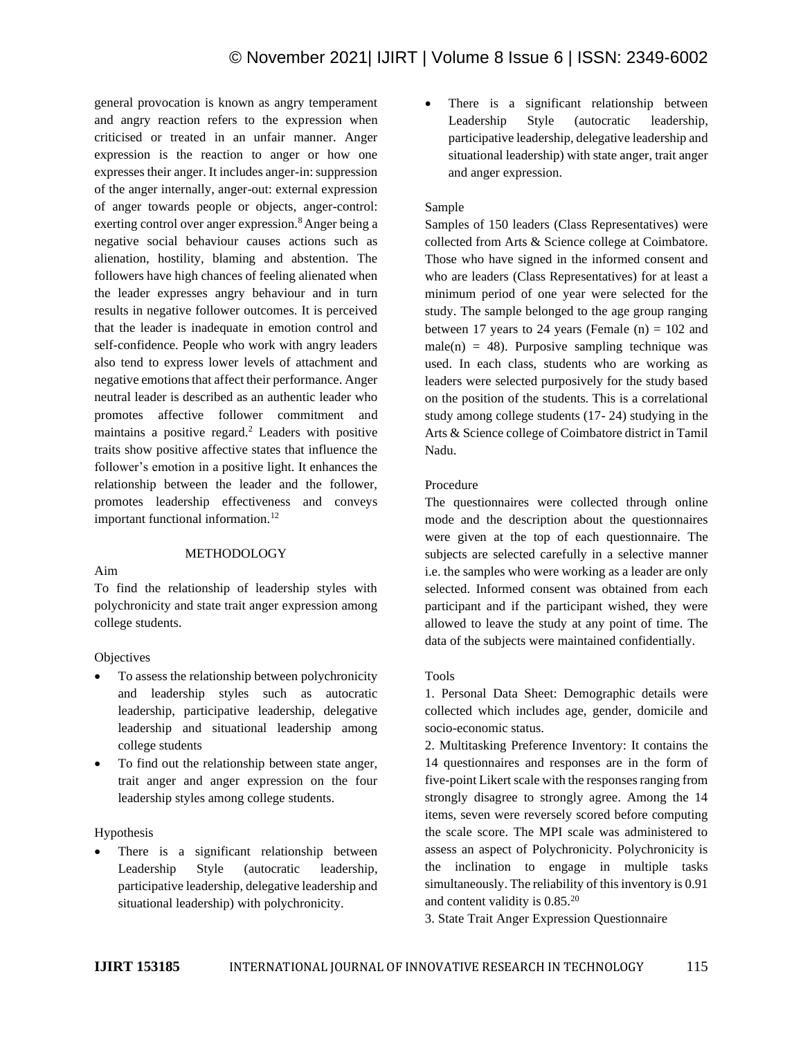general provocation is known as angry temperament and angry reaction refers to the expression when criticised or treated in an unfair manner. Anger expression is the reaction to anger or how one expresses their anger. It includes anger-in: suppression of the anger internally, anger-out: external expression of anger towards people or objects, anger-control: exerting control over anger expression.[8] Anger being a negative social behaviour causes actions such as alienation, hostility, blaming and abstention. The followers have high chances of feeling alienated when the leader expresses angry behaviour and in turn results in negative follower outcomes. It is perceived that the leader is inadequate in emotion control and self-confidence. People who work with angry leaders also tend to express lower levels of attachment and negative emotions that affect their performance. Anger neutral leader is described as an authentic leader who promotes affective follower commitment and maintains a positive regard.[2] Leaders with positive traits show positive affective states that influence the follower's emotion in a positive light. It enhances the relationship between the leader and the follower, promotes leadership effectiveness and conveys important functional information.[12]

## METHODOLOGY

### Aim

To find the relationship of leadership styles with polychronicity and state trait anger expression among college students.

### Objectives

- To assess the relationship between polychronicity and leadership styles such as autocratic leadership, participative leadership, delegative leadership and situational leadership among college students
- To find out the relationship between state anger, trait anger and anger expression on the four leadership styles among college students.

### Hypothesis

- There is a significant relationship between Leadership Style (autocratic leadership, participative leadership, delegative leadership and situational leadership) with polychronicity.
- There is a significant relationship between Leadership Style (autocratic leadership, participative leadership, delegative leadership and situational leadership) with state anger, trait anger and anger expression.

### Sample

Samples of 150 leaders (Class Representatives) were collected from Arts & Science college at Coimbatore. Those who have signed in the informed consent and who are leaders (Class Representatives) for at least a minimum period of one year were selected for the study. The sample belonged to the age group ranging between 17 years to 24 years (Female (n) = 102 and male(n) = 48). Purposive sampling technique was used. In each class, students who are working as leaders were selected purposively for the study based on the position of the students. This is a correlational study among college students (17- 24) studying in the Arts & Science college of Coimbatore district in Tamil Nadu.

### Procedure

The questionnaires were collected through online mode and the description about the questionnaires were given at the top of each questionnaire. The subjects are selected carefully in a selective manner i.e. the samples who were working as a leader are only selected. Informed consent was obtained from each participant and if the participant wished, they were allowed to leave the study at any point of time. The data of the subjects were maintained confidentially.

### Tools

1. Personal Data Sheet: Demographic details were collected which includes age, gender, domicile and socio-economic status.

2. Multitasking Preference Inventory: It contains the 14 questionnaires and responses are in the form of five-point Likert scale with the responses ranging from strongly disagree to strongly agree. Among the 14 items, seven were reversely scored before computing the scale score. The MPI scale was administered to assess an aspect of Polychronicity. Polychronicity is the inclination to engage in multiple tasks simultaneously. The reliability of this inventory is 0.91 and content validity is 0.85.[20]

3. State Trait Anger Expression Questionnaire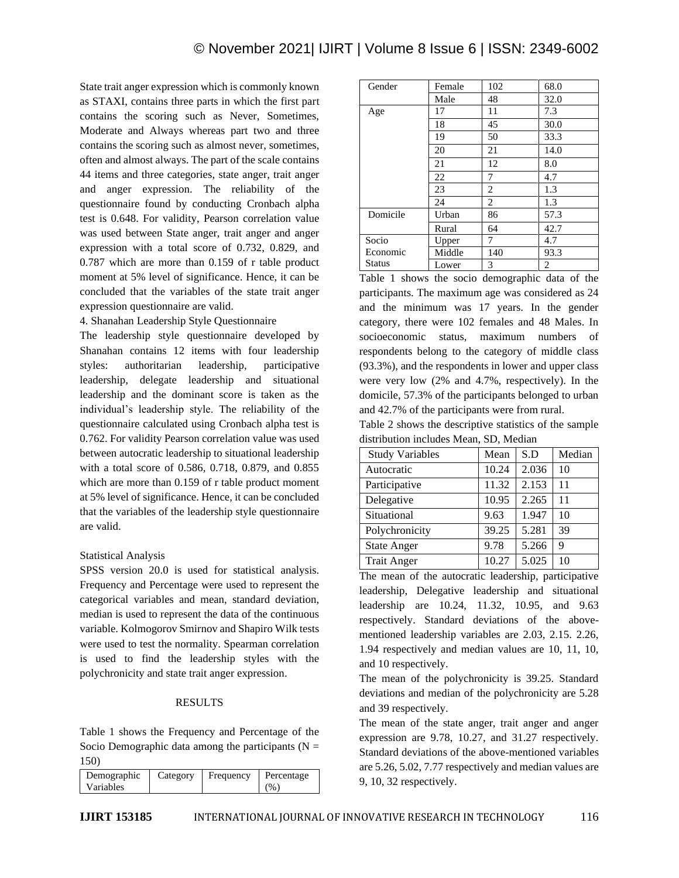State trait anger expression which is commonly known as STAXI, contains three parts in which the first part contains the scoring such as Never, Sometimes, Moderate and Always whereas part two and three contains the scoring such as almost never, sometimes, often and almost always. The part of the scale contains 44 items and three categories, state anger, trait anger and anger expression. The reliability of the questionnaire found by conducting Cronbach alpha test is 0.648. For validity, Pearson correlation value was used between State anger, trait anger and anger expression with a total score of 0.732, 0.829, and 0.787 which are more than 0.159 of r table product moment at 5% level of significance. Hence, it can be concluded that the variables of the state trait anger expression questionnaire are valid.

4. Shanahan Leadership Style Questionnaire

The leadership style questionnaire developed by Shanahan contains 12 items with four leadership styles: authoritarian leadership, participative leadership, delegate leadership and situational leadership and the dominant score is taken as the individual's leadership style. The reliability of the questionnaire calculated using Cronbach alpha test is 0.762. For validity Pearson correlation value was used between autocratic leadership to situational leadership with a total score of 0.586, 0.718, 0.879, and 0.855 which are more than 0.159 of r table product moment at 5% level of significance. Hence, it can be concluded that the variables of the leadership style questionnaire are valid.

Statistical Analysis

SPSS version 20.0 is used for statistical analysis. Frequency and Percentage were used to represent the categorical variables and mean, standard deviation, median is used to represent the data of the continuous variable. Kolmogorov Smirnov and Shapiro Wilk tests were used to test the normality. Spearman correlation is used to find the leadership styles with the polychronicity and state trait anger expression.

## RESULTS

Table 1 shows the Frequency and Percentage of the Socio Demographic data among the participants (N = 150)

| Demographic Variables | Category | Frequency | Percentage (%) |
|---|---|---|---|
| Gender | Female | 102 | 68.0 |
| | Male | 48 | 32.0 |
| Age | 17 | 11 | 7.3 |
| | 18 | 45 | 30.0 |
| | 19 | 50 | 33.3 |
| | 20 | 21 | 14.0 |
| | 21 | 12 | 8.0 |
| | 22 | 7 | 4.7 |
| | 23 | 2 | 1.3 |
| | 24 | 2 | 1.3 |
| Domicile | Urban | 86 | 57.3 |
| | Rural | 64 | 42.7 |
| Socio Economic Status | Upper | 7 | 4.7 |
| | Middle | 140 | 93.3 |
| | Lower | 3 | 2 |

Table 1 shows the socio demographic data of the participants. The maximum age was considered as 24 and the minimum was 17 years. In the gender category, there were 102 females and 48 Males. In socioeconomic status, maximum numbers of respondents belong to the category of middle class (93.3%), and the respondents in lower and upper class were very low (2% and 4.7%, respectively). In the domicile, 57.3% of the participants belonged to urban and 42.7% of the participants were from rural.

Table 2 shows the descriptive statistics of the sample distribution includes Mean, SD, Median

| Study Variables | Mean | S.D | Median |
|---|---|---|---|
| Autocratic | 10.24 | 2.036 | 10 |
| Participative | 11.32 | 2.153 | 11 |
| Delegative | 10.95 | 2.265 | 11 |
| Situational | 9.63 | 1.947 | 10 |
| Polychronicity | 39.25 | 5.281 | 39 |
| State Anger | 9.78 | 5.266 | 9 |
| Trait Anger | 10.27 | 5.025 | 10 |

The mean of the autocratic leadership, participative leadership, Delegative leadership and situational leadership are 10.24, 11.32, 10.95, and 9.63 respectively. Standard deviations of the above-mentioned leadership variables are 2.03, 2.15. 2.26, 1.94 respectively and median values are 10, 11, 10, and 10 respectively.

The mean of the polychronicity is 39.25. Standard deviations and median of the polychronicity are 5.28 and 39 respectively.

The mean of the state anger, trait anger and anger expression are 9.78, 10.27, and 31.27 respectively. Standard deviations of the above-mentioned variables are 5.26, 5.02, 7.77 respectively and median values are 9, 10, 32 respectively.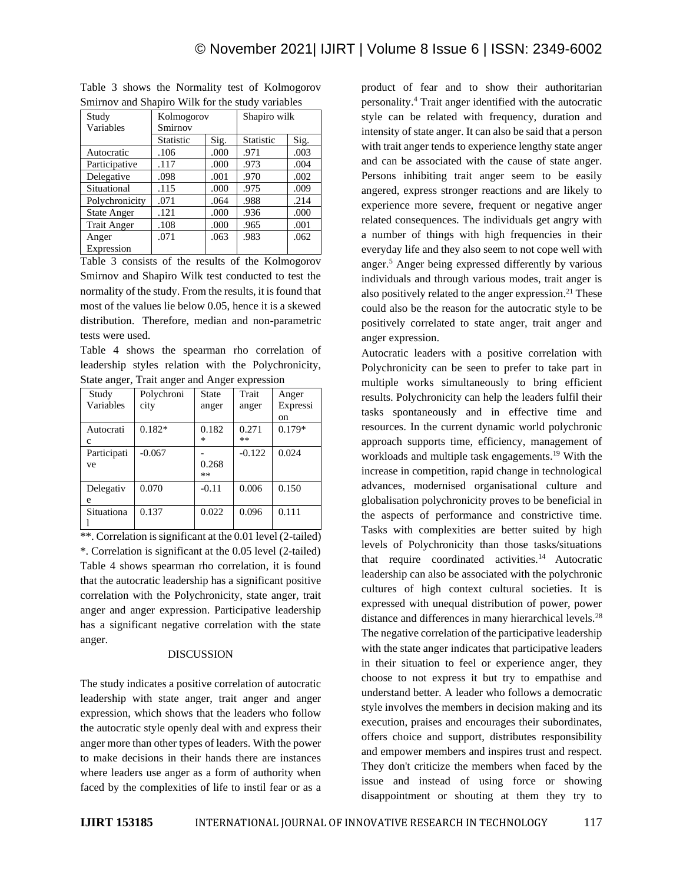Table 3 shows the Normality test of Kolmogorov Smirnov and Shapiro Wilk for the study variables

| Study Variables | Kolmogorov Smirnov | | Shapiro wilk | |
|---|---|---|---|---|
| | Statistic | Sig. | Statistic | Sig. |
| Autocratic | .106 | .000 | .971 | .003 |
| Participative | .117 | .000 | .973 | .004 |
| Delegative | .098 | .001 | .970 | .002 |
| Situational | .115 | .000 | .975 | .009 |
| Polychronicity | .071 | .064 | .988 | .214 |
| State Anger | .121 | .000 | .936 | .000 |
| Trait Anger | .108 | .000 | .965 | .001 |
| Anger Expression | .071 | .063 | .983 | .062 |

Table 3 consists of the results of the Kolmogorov Smirnov and Shapiro Wilk test conducted to test the normality of the study. From the results, it is found that most of the values lie below 0.05, hence it is a skewed distribution. Therefore, median and non-parametric tests were used.

Table 4 shows the spearman rho correlation of leadership styles relation with the Polychronicity, State anger, Trait anger and Anger expression

| Study Variables | Polychronicity | State anger | Trait anger | Anger Expression |
|---|---|---|---|---|
| Autocratic | 0.182* | 0.182* | 0.271** | 0.179* |
| Participative | -0.067 | -0.268** | -0.122 | 0.024 |
| Delegative | 0.070 | -0.11 | 0.006 | 0.150 |
| Situational | 0.137 | 0.022 | 0.096 | 0.111 |

**. Correlation is significant at the 0.01 level (2-tailed)
*. Correlation is significant at the 0.05 level (2-tailed)

Table 4 shows spearman rho correlation, it is found that the autocratic leadership has a significant positive correlation with the Polychronicity, state anger, trait anger and anger expression. Participative leadership has a significant negative correlation with the state anger.

## DISCUSSION

The study indicates a positive correlation of autocratic leadership with state anger, trait anger and anger expression, which shows that the leaders who follow the autocratic style openly deal with and express their anger more than other types of leaders. With the power to make decisions in their hands there are instances where leaders use anger as a form of authority when faced by the complexities of life to instil fear or as a product of fear and to show their authoritarian personality.[4] Trait anger identified with the autocratic style can be related with frequency, duration and intensity of state anger. It can also be said that a person with trait anger tends to experience lengthy state anger and can be associated with the cause of state anger. Persons inhibiting trait anger seem to be easily angered, express stronger reactions and are likely to experience more severe, frequent or negative anger related consequences. The individuals get angry with a number of things with high frequencies in their everyday life and they also seem to not cope well with anger.[5] Anger being expressed differently by various individuals and through various modes, trait anger is also positively related to the anger expression.[21] These could also be the reason for the autocratic style to be positively correlated to state anger, trait anger and anger expression.

Autocratic leaders with a positive correlation with Polychronicity can be seen to prefer to take part in multiple works simultaneously to bring efficient results. Polychronicity can help the leaders fulfil their tasks spontaneously and in effective time and resources. In the current dynamic world polychronic approach supports time, efficiency, management of workloads and multiple task engagements.[19] With the increase in competition, rapid change in technological advances, modernised organisational culture and globalisation polychronicity proves to be beneficial in the aspects of performance and constrictive time. Tasks with complexities are better suited by high levels of Polychronicity than those tasks/situations that require coordinated activities.[14] Autocratic leadership can also be associated with the polychronic cultures of high context cultural societies. It is expressed with unequal distribution of power, power distance and differences in many hierarchical levels.[28]

The negative correlation of the participative leadership with the state anger indicates that participative leaders in their situation to feel or experience anger, they choose to not express it but try to empathise and understand better. A leader who follows a democratic style involves the members in decision making and its execution, praises and encourages their subordinates, offers choice and support, distributes responsibility and empower members and inspires trust and respect. They don't criticize the members when faced by the issue and instead of using force or showing disappointment or shouting at them they try to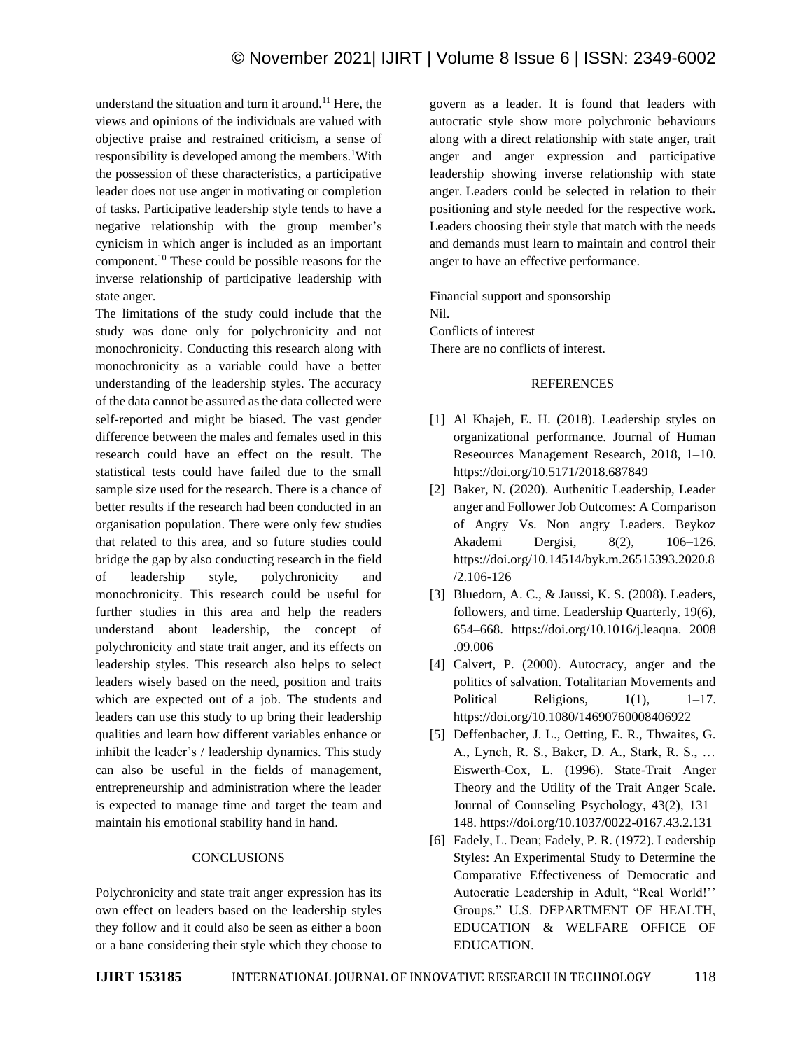understand the situation and turn it around.[11] Here, the views and opinions of the individuals are valued with objective praise and restrained criticism, a sense of responsibility is developed among the members.[1]With the possession of these characteristics, a participative leader does not use anger in motivating or completion of tasks. Participative leadership style tends to have a negative relationship with the group member's cynicism in which anger is included as an important component.[10] These could be possible reasons for the inverse relationship of participative leadership with state anger.

The limitations of the study could include that the study was done only for polychronicity and not monochronicity. Conducting this research along with monochronicity as a variable could have a better understanding of the leadership styles. The accuracy of the data cannot be assured as the data collected were self-reported and might be biased. The vast gender difference between the males and females used in this research could have an effect on the result. The statistical tests could have failed due to the small sample size used for the research. There is a chance of better results if the research had been conducted in an organisation population. There were only few studies that related to this area, and so future studies could bridge the gap by also conducting research in the field of leadership style, polychronicity and monochronicity. This research could be useful for further studies in this area and help the readers understand about leadership, the concept of polychronicity and state trait anger, and its effects on leadership styles. This research also helps to select leaders wisely based on the need, position and traits which are expected out of a job. The students and leaders can use this study to up bring their leadership qualities and learn how different variables enhance or inhibit the leader's / leadership dynamics. This study can also be useful in the fields of management, entrepreneurship and administration where the leader is expected to manage time and target the team and maintain his emotional stability hand in hand.

## CONCLUSIONS

Polychronicity and state trait anger expression has its own effect on leaders based on the leadership styles they follow and it could also be seen as either a boon or a bane considering their style which they choose to govern as a leader. It is found that leaders with autocratic style show more polychronic behaviours along with a direct relationship with state anger, trait anger and anger expression and participative leadership showing inverse relationship with state anger. Leaders could be selected in relation to their positioning and style needed for the respective work. Leaders choosing their style that match with the needs and demands must learn to maintain and control their anger to have an effective performance.

Financial support and sponsorship
Nil.
Conflicts of interest
There are no conflicts of interest.

## REFERENCES

[1] Al Khajeh, E. H. (2018). Leadership styles on organizational performance. Journal of Human Reseources Management Research, 2018, 1–10. https://doi.org/10.5171/2018.687849

[2] Baker, N. (2020). Authenitic Leadership, Leader anger and Follower Job Outcomes: A Comparison of Angry Vs. Non angry Leaders. Beykoz Akademi Dergisi, 8(2), 106–126. https://doi.org/10.14514/byk.m.26515393.2020.8/2.106-126

[3] Bluedorn, A. C., & Jaussi, K. S. (2008). Leaders, followers, and time. Leadership Quarterly, 19(6), 654–668. https://doi.org/10.1016/j.leaqua. 2008 .09.006

[4] Calvert, P. (2000). Autocracy, anger and the politics of salvation. Totalitarian Movements and Political Religions, 1(1), 1–17. https://doi.org/10.1080/14690760008406922

[5] Deffenbacher, J. L., Oetting, E. R., Thwaites, G. A., Lynch, R. S., Baker, D. A., Stark, R. S., … Eiswerth-Cox, L. (1996). State-Trait Anger Theory and the Utility of the Trait Anger Scale. Journal of Counseling Psychology, 43(2), 131–148. https://doi.org/10.1037/0022-0167.43.2.131

[6] Fadely, L. Dean; Fadely, P. R. (1972). Leadership Styles: An Experimental Study to Determine the Comparative Effectiveness of Democratic and Autocratic Leadership in Adult, "Real World!'' Groups." U.S. DEPARTMENT OF HEALTH, EDUCATION & WELFARE OFFICE OF EDUCATION.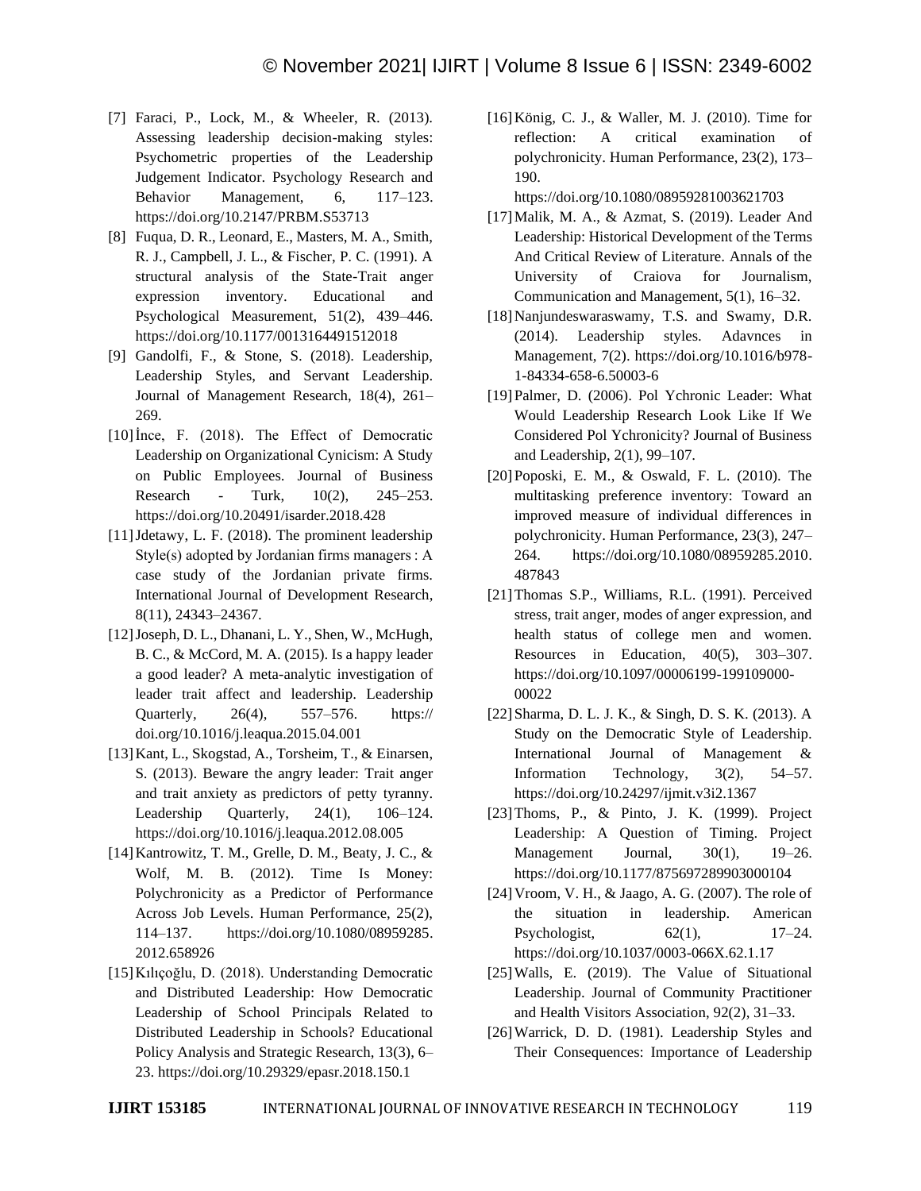[7] Faraci, P., Lock, M., & Wheeler, R. (2013). Assessing leadership decision-making styles: Psychometric properties of the Leadership Judgement Indicator. Psychology Research and Behavior Management, 6, 117–123. https://doi.org/10.2147/PRBM.S53713

[8] Fuqua, D. R., Leonard, E., Masters, M. A., Smith, R. J., Campbell, J. L., & Fischer, P. C. (1991). A structural analysis of the State-Trait anger expression inventory. Educational and Psychological Measurement, 51(2), 439–446. https://doi.org/10.1177/0013164491512018

[9] Gandolfi, F., & Stone, S. (2018). Leadership, Leadership Styles, and Servant Leadership. Journal of Management Research, 18(4), 261–269.

[10] İnce, F. (2018). The Effect of Democratic Leadership on Organizational Cynicism: A Study on Public Employees. Journal of Business Research - Turk, 10(2), 245–253. https://doi.org/10.20491/isarder.2018.428

[11] Jdetawy, L. F. (2018). The prominent leadership Style(s) adopted by Jordanian firms managers : A case study of the Jordanian private firms. International Journal of Development Research, 8(11), 24343–24367.

[12] Joseph, D. L., Dhanani, L. Y., Shen, W., McHugh, B. C., & McCord, M. A. (2015). Is a happy leader a good leader? A meta-analytic investigation of leader trait affect and leadership. Leadership Quarterly, 26(4), 557–576. https://doi.org/10.1016/j.leaqua.2015.04.001

[13] Kant, L., Skogstad, A., Torsheim, T., & Einarsen, S. (2013). Beware the angry leader: Trait anger and trait anxiety as predictors of petty tyranny. Leadership Quarterly, 24(1), 106–124. https://doi.org/10.1016/j.leaqua.2012.08.005

[14] Kantrowitz, T. M., Grelle, D. M., Beaty, J. C., & Wolf, M. B. (2012). Time Is Money: Polychronicity as a Predictor of Performance Across Job Levels. Human Performance, 25(2), 114–137. https://doi.org/10.1080/08959285.2012.658926

[15] Kılıçoğlu, D. (2018). Understanding Democratic and Distributed Leadership: How Democratic Leadership of School Principals Related to Distributed Leadership in Schools? Educational Policy Analysis and Strategic Research, 13(3), 6–23. https://doi.org/10.29329/epasr.2018.150.1

[16] König, C. J., & Waller, M. J. (2010). Time for reflection: A critical examination of polychronicity. Human Performance, 23(2), 173–190. https://doi.org/10.1080/08959281003621703

[17] Malik, M. A., & Azmat, S. (2019). Leader And Leadership: Historical Development of the Terms And Critical Review of Literature. Annals of the University of Craiova for Journalism, Communication and Management, 5(1), 16–32.

[18] Nanjundeswaraswamy, T.S. and Swamy, D.R. (2014). Leadership styles. Adavnces in Management, 7(2). https://doi.org/10.1016/b978-1-84334-658-6.50003-6

[19] Palmer, D. (2006). Pol Ychronic Leader: What Would Leadership Research Look Like If We Considered Pol Ychronicity? Journal of Business and Leadership, 2(1), 99–107.

[20] Poposki, E. M., & Oswald, F. L. (2010). The multitasking preference inventory: Toward an improved measure of individual differences in polychronicity. Human Performance, 23(3), 247–264. https://doi.org/10.1080/08959285.2010.487843

[21] Thomas S.P., Williams, R.L. (1991). Perceived stress, trait anger, modes of anger expression, and health status of college men and women. Resources in Education, 40(5), 303–307. https://doi.org/10.1097/00006199-199109000-00022

[22] Sharma, D. L. J. K., & Singh, D. S. K. (2013). A Study on the Democratic Style of Leadership. International Journal of Management & Information Technology, 3(2), 54–57. https://doi.org/10.24297/ijmit.v3i2.1367

[23] Thoms, P., & Pinto, J. K. (1999). Project Leadership: A Question of Timing. Project Management Journal, 30(1), 19–26. https://doi.org/10.1177/875697289903000104

[24] Vroom, V. H., & Jaago, A. G. (2007). The role of the situation in leadership. American Psychologist, 62(1), 17–24. https://doi.org/10.1037/0003-066X.62.1.17

[25] Walls, E. (2019). The Value of Situational Leadership. Journal of Community Practitioner and Health Visitors Association, 92(2), 31–33.

[26] Warrick, D. D. (1981). Leadership Styles and Their Consequences: Importance of Leadership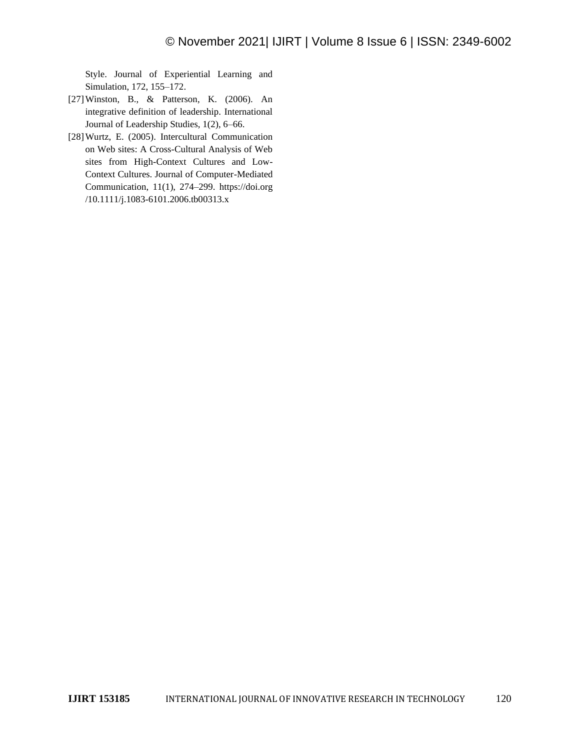Style. Journal of Experiential Learning and Simulation, 172, 155–172.

[27] Winston, B., & Patterson, K. (2006). An integrative definition of leadership. International Journal of Leadership Studies, 1(2), 6–66.

[28] Wurtz, E. (2005). Intercultural Communication on Web sites: A Cross-Cultural Analysis of Web sites from High-Context Cultures and Low-Context Cultures. Journal of Computer-Mediated Communication, 11(1), 274–299. https://doi.org/10.1111/j.1083-6101.2006.tb00313.x